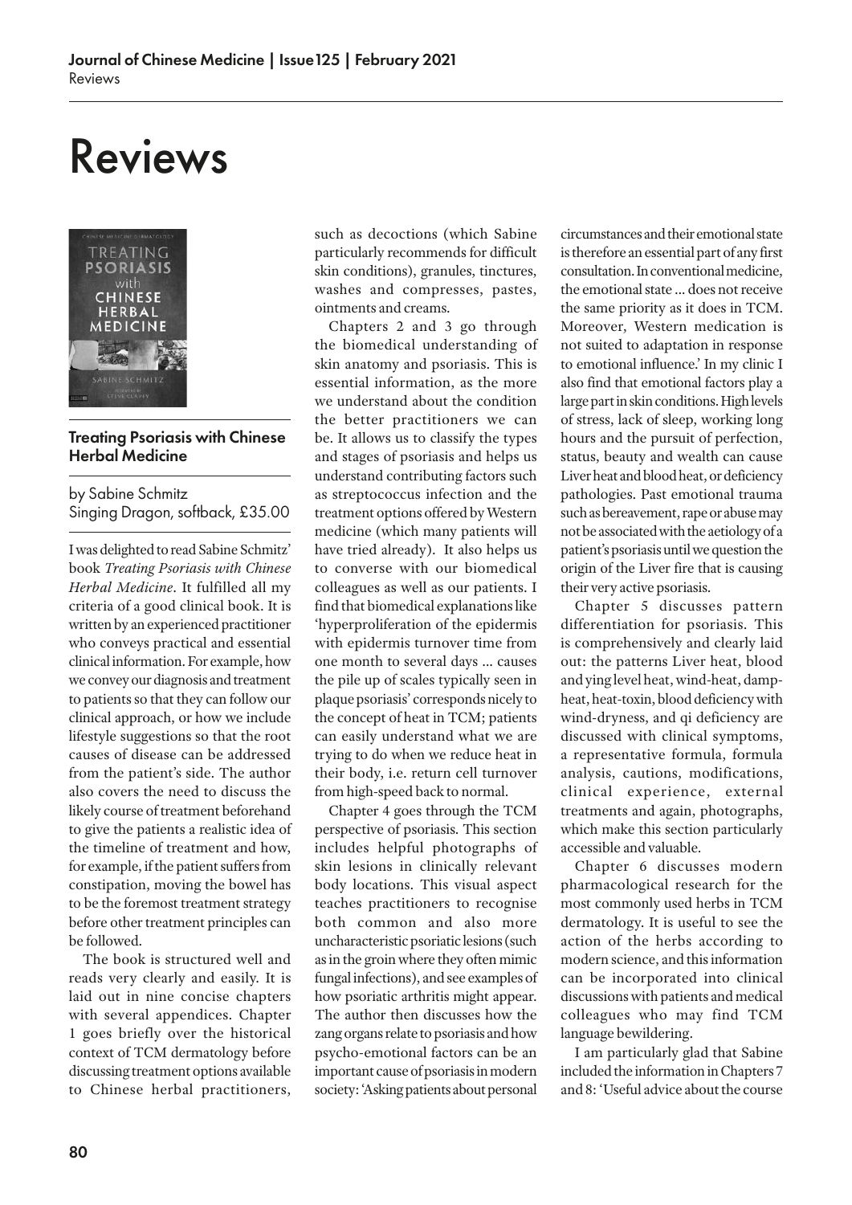# Reviews

## Treating Psoriasis with Chinese Herbal Medicine

by Sabine Schmitz
Singing Dragon, softback, £35.00

I was delighted to read Sabine Schmitz' book *Treating Psoriasis with Chinese Herbal Medicine*. It fulfilled all my criteria of a good clinical book. It is written by an experienced practitioner who conveys practical and essential clinical information. For example, how we convey our diagnosis and treatment to patients so that they can follow our clinical approach, or how we include lifestyle suggestions so that the root causes of disease can be addressed from the patient's side. The author also covers the need to discuss the likely course of treatment beforehand to give the patients a realistic idea of the timeline of treatment and how, for example, if the patient suffers from constipation, moving the bowel has to be the foremost treatment strategy before other treatment principles can be followed.

The book is structured well and reads very clearly and easily. It is laid out in nine concise chapters with several appendices. Chapter 1 goes briefly over the historical context of TCM dermatology before discussing treatment options available to Chinese herbal practitioners, such as decoctions (which Sabine particularly recommends for difficult skin conditions), granules, tinctures, washes and compresses, pastes, ointments and creams.

Chapters 2 and 3 go through the biomedical understanding of skin anatomy and psoriasis. This is essential information, as the more we understand about the condition the better practitioners we can be. It allows us to classify the types and stages of psoriasis and helps us understand contributing factors such as streptococcus infection and the treatment options offered by Western medicine (which many patients will have tried already). It also helps us to converse with our biomedical colleagues as well as our patients. I find that biomedical explanations like 'hyperproliferation of the epidermis with epidermis turnover time from one month to several days ... causes the pile up of scales typically seen in plaque psoriasis' corresponds nicely to the concept of heat in TCM; patients can easily understand what we are trying to do when we reduce heat in their body, i.e. return cell turnover from high-speed back to normal.

Chapter 4 goes through the TCM perspective of psoriasis. This section includes helpful photographs of skin lesions in clinically relevant body locations. This visual aspect teaches practitioners to recognise both common and also more uncharacteristic psoriatic lesions (such as in the groin where they often mimic fungal infections), and see examples of how psoriatic arthritis might appear. The author then discusses how the zang organs relate to psoriasis and how psycho-emotional factors can be an important cause of psoriasis in modern society: 'Asking patients about personal circumstances and their emotional state is therefore an essential part of any first consultation. In conventional medicine, the emotional state ... does not receive the same priority as it does in TCM. Moreover, Western medication is not suited to adaptation in response to emotional influence.' In my clinic I also find that emotional factors play a large part in skin conditions. High levels of stress, lack of sleep, working long hours and the pursuit of perfection, status, beauty and wealth can cause Liver heat and blood heat, or deficiency pathologies. Past emotional trauma such as bereavement, rape or abuse may not be associated with the aetiology of a patient's psoriasis until we question the origin of the Liver fire that is causing their very active psoriasis.

Chapter 5 discusses pattern differentiation for psoriasis. This is comprehensively and clearly laid out: the patterns Liver heat, blood and ying level heat, wind-heat, damp-heat, heat-toxin, blood deficiency with wind-dryness, and qi deficiency are discussed with clinical symptoms, a representative formula, formula analysis, cautions, modifications, clinical experience, external treatments and again, photographs, which make this section particularly accessible and valuable.

Chapter 6 discusses modern pharmacological research for the most commonly used herbs in TCM dermatology. It is useful to see the action of the herbs according to modern science, and this information can be incorporated into clinical discussions with patients and medical colleagues who may find TCM language bewildering.

I am particularly glad that Sabine included the information in Chapters 7 and 8: 'Useful advice about the course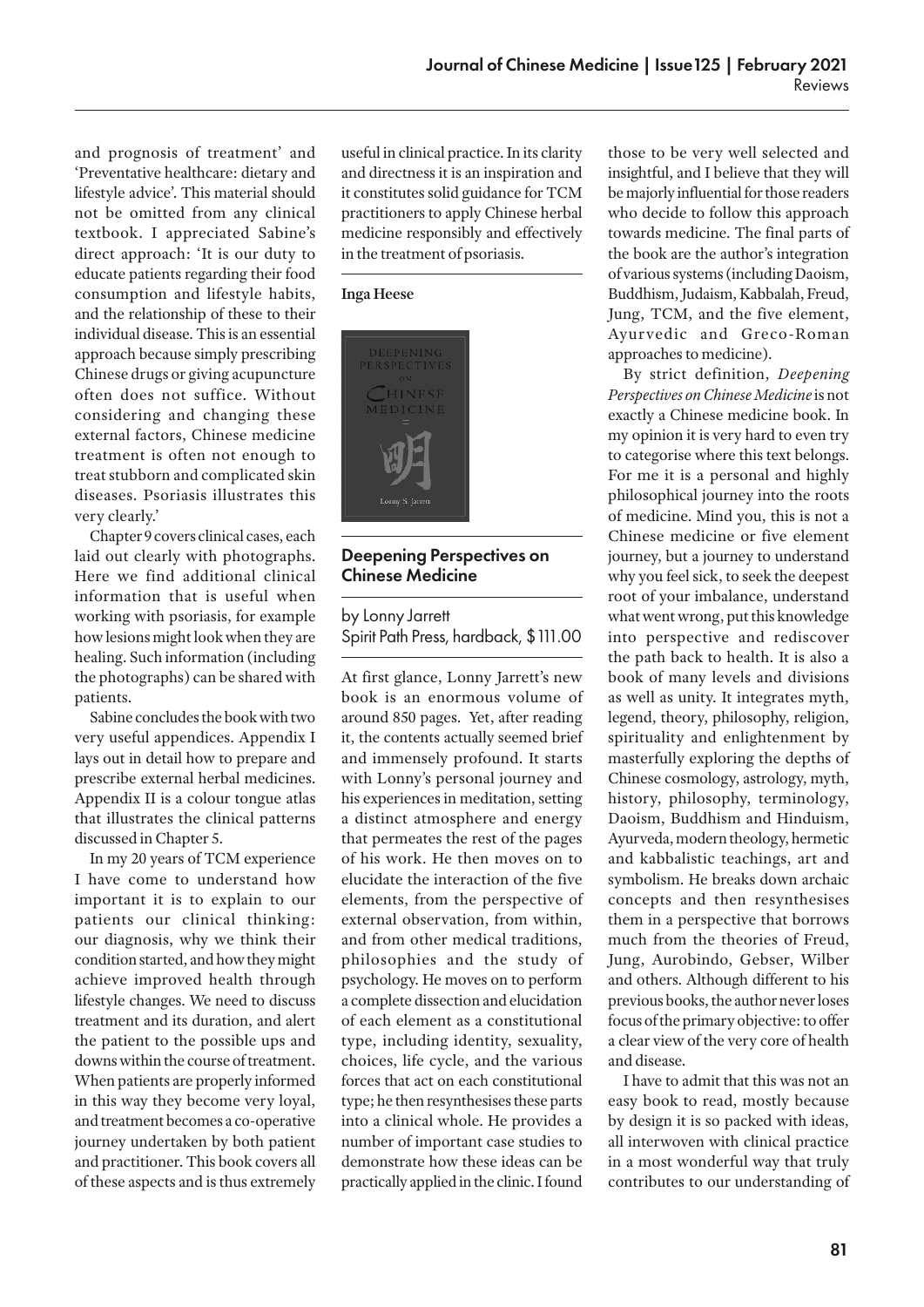and prognosis of treatment' and 'Preventative healthcare: dietary and lifestyle advice'. This material should not be omitted from any clinical textbook. I appreciated Sabine's direct approach: 'It is our duty to educate patients regarding their food consumption and lifestyle habits, and the relationship of these to their individual disease. This is an essential approach because simply prescribing Chinese drugs or giving acupuncture often does not suffice. Without considering and changing these external factors, Chinese medicine treatment is often not enough to treat stubborn and complicated skin diseases. Psoriasis illustrates this very clearly.'

Chapter 9 covers clinical cases, each laid out clearly with photographs. Here we find additional clinical information that is useful when working with psoriasis, for example how lesions might look when they are healing. Such information (including the photographs) can be shared with patients.

Sabine concludes the book with two very useful appendices. Appendix I lays out in detail how to prepare and prescribe external herbal medicines. Appendix II is a colour tongue atlas that illustrates the clinical patterns discussed in Chapter 5.

In my 20 years of TCM experience I have come to understand how important it is to explain to our patients our clinical thinking: our diagnosis, why we think their condition started, and how they might achieve improved health through lifestyle changes. We need to discuss treatment and its duration, and alert the patient to the possible ups and downs within the course of treatment. When patients are properly informed in this way they become very loyal, and treatment becomes a co-operative journey undertaken by both patient and practitioner. This book covers all of these aspects and is thus extremely useful in clinical practice. In its clarity and directness it is an inspiration and it constitutes solid guidance for TCM practitioners to apply Chinese herbal medicine responsibly and effectively in the treatment of psoriasis.

**Inga Heese**

## Deepening Perspectives on Chinese Medicine

by Lonny Jarrett
Spirit Path Press, hardback, $111.00

At first glance, Lonny Jarrett's new book is an enormous volume of around 850 pages. Yet, after reading it, the contents actually seemed brief and immensely profound. It starts with Lonny's personal journey and his experiences in meditation, setting a distinct atmosphere and energy that permeates the rest of the pages of his work. He then moves on to elucidate the interaction of the five elements, from the perspective of external observation, from within, and from other medical traditions, philosophies and the study of psychology. He moves on to perform a complete dissection and elucidation of each element as a constitutional type, including identity, sexuality, choices, life cycle, and the various forces that act on each constitutional type; he then resynthesises these parts into a clinical whole. He provides a number of important case studies to demonstrate how these ideas can be practically applied in the clinic. I found those to be very well selected and insightful, and I believe that they will be majorly influential for those readers who decide to follow this approach towards medicine. The final parts of the book are the author's integration of various systems (including Daoism, Buddhism, Judaism, Kabbalah, Freud, Jung, TCM, and the five element, Ayurvedic and Greco-Roman approaches to medicine).

By strict definition, *Deepening Perspectives on Chinese Medicine* is not exactly a Chinese medicine book. In my opinion it is very hard to even try to categorise where this text belongs. For me it is a personal and highly philosophical journey into the roots of medicine. Mind you, this is not a Chinese medicine or five element journey, but a journey to understand why you feel sick, to seek the deepest root of your imbalance, understand what went wrong, put this knowledge into perspective and rediscover the path back to health. It is also a book of many levels and divisions as well as unity. It integrates myth, legend, theory, philosophy, religion, spirituality and enlightenment by masterfully exploring the depths of Chinese cosmology, astrology, myth, history, philosophy, terminology, Daoism, Buddhism and Hinduism, Ayurveda, modern theology, hermetic and kabbalistic teachings, art and symbolism. He breaks down archaic concepts and then resynthesises them in a perspective that borrows much from the theories of Freud, Jung, Aurobindo, Gebser, Wilber and others. Although different to his previous books, the author never loses focus of the primary objective: to offer a clear view of the very core of health and disease.

I have to admit that this was not an easy book to read, mostly because by design it is so packed with ideas, all interwoven with clinical practice in a most wonderful way that truly contributes to our understanding of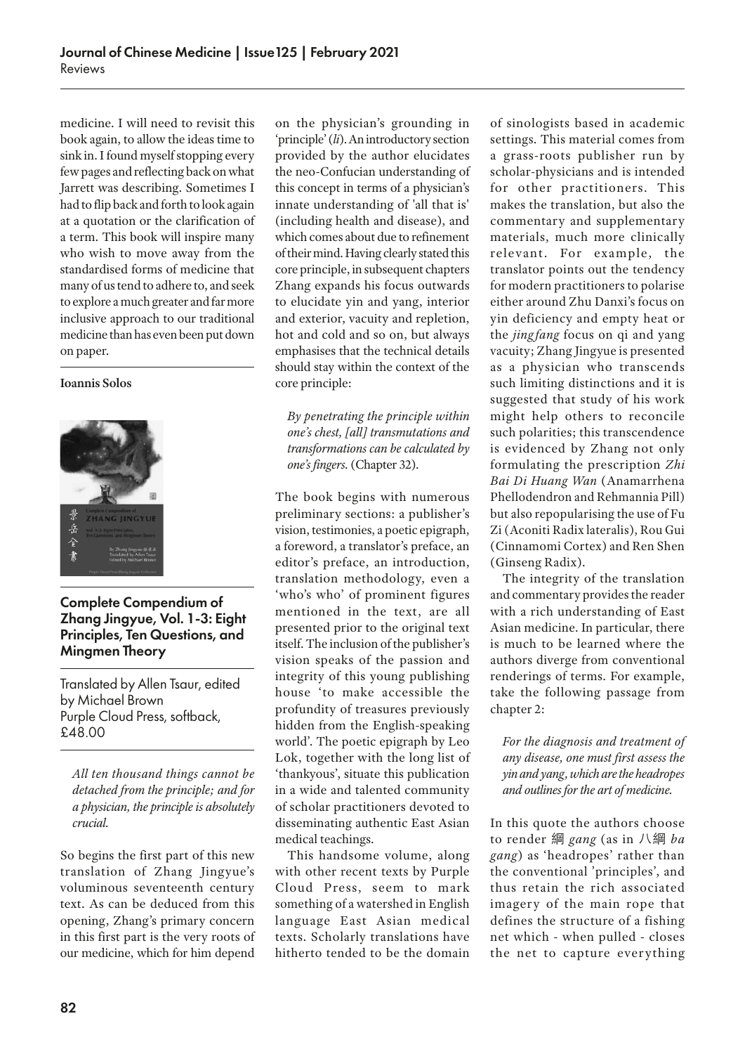medicine. I will need to revisit this book again, to allow the ideas time to sink in. I found myself stopping every few pages and reflecting back on what Jarrett was describing. Sometimes I had to flip back and forth to look again at a quotation or the clarification of a term. This book will inspire many who wish to move away from the standardised forms of medicine that many of us tend to adhere to, and seek to explore a much greater and far more inclusive approach to our traditional medicine than has even been put down on paper.

**Ioannis Solos**

## Complete Compendium of Zhang Jingyue, Vol. 1-3: Eight Principles, Ten Questions, and Mingmen Theory

Translated by Allen Tsaur, edited by Michael Brown
Purple Cloud Press, softback, £48.00

> *All ten thousand things cannot be detached from the principle; and for a physician, the principle is absolutely crucial.*

So begins the first part of this new translation of Zhang Jingyue's voluminous seventeenth century text. As can be deduced from this opening, Zhang's primary concern in this first part is the very roots of our medicine, which for him depend on the physician's grounding in 'principle' (*li*). An introductory section provided by the author elucidates the neo-Confucian understanding of this concept in terms of a physician's innate understanding of 'all that is' (including health and disease), and which comes about due to refinement of their mind. Having clearly stated this core principle, in subsequent chapters Zhang expands his focus outwards to elucidate yin and yang, interior and exterior, vacuity and repletion, hot and cold and so on, but always emphasises that the technical details should stay within the context of the core principle:

> *By penetrating the principle within one's chest, [all] transmutations and transformations can be calculated by one's fingers.* (Chapter 32).

The book begins with numerous preliminary sections: a publisher's vision, testimonies, a poetic epigraph, a foreword, a translator's preface, an editor's preface, an introduction, translation methodology, even a 'who's who' of prominent figures mentioned in the text, are all presented prior to the original text itself. The inclusion of the publisher's vision speaks of the passion and integrity of this young publishing house 'to make accessible the profundity of treasures previously hidden from the English-speaking world'. The poetic epigraph by Leo Lok, together with the long list of 'thankyous', situate this publication in a wide and talented community of scholar practitioners devoted to disseminating authentic East Asian medical teachings.

This handsome volume, along with other recent texts by Purple Cloud Press, seem to mark something of a watershed in English language East Asian medical texts. Scholarly translations have hitherto tended to be the domain of sinologists based in academic settings. This material comes from a grass-roots publisher run by scholar-physicians and is intended for other practitioners. This makes the translation, but also the commentary and supplementary materials, much more clinically relevant. For example, the translator points out the tendency for modern practitioners to polarise either around Zhu Danxi's focus on yin deficiency and empty heat or the *jingfang* focus on qi and yang vacuity; Zhang Jingyue is presented as a physician who transcends such limiting distinctions and it is suggested that study of his work might help others to reconcile such polarities; this transcendence is evidenced by Zhang not only formulating the prescription *Zhi Bai Di Huang Wan* (Anamarrhena Phellodendron and Rehmannia Pill) but also repopularising the use of Fu Zi (Aconiti Radix lateralis), Rou Gui (Cinnamomi Cortex) and Ren Shen (Ginseng Radix).

The integrity of the translation and commentary provides the reader with a rich understanding of East Asian medicine. In particular, there is much to be learned where the authors diverge from conventional renderings of terms. For example, take the following passage from chapter 2:

> *For the diagnosis and treatment of any disease, one must first assess the yin and yang, which are the headropes and outlines for the art of medicine.*

In this quote the authors choose to render 綱 *gang* (as in 八綱 *ba gang*) as 'headropes' rather than the conventional 'principles', and thus retain the rich associated imagery of the main rope that defines the structure of a fishing net which - when pulled - closes the net to capture everything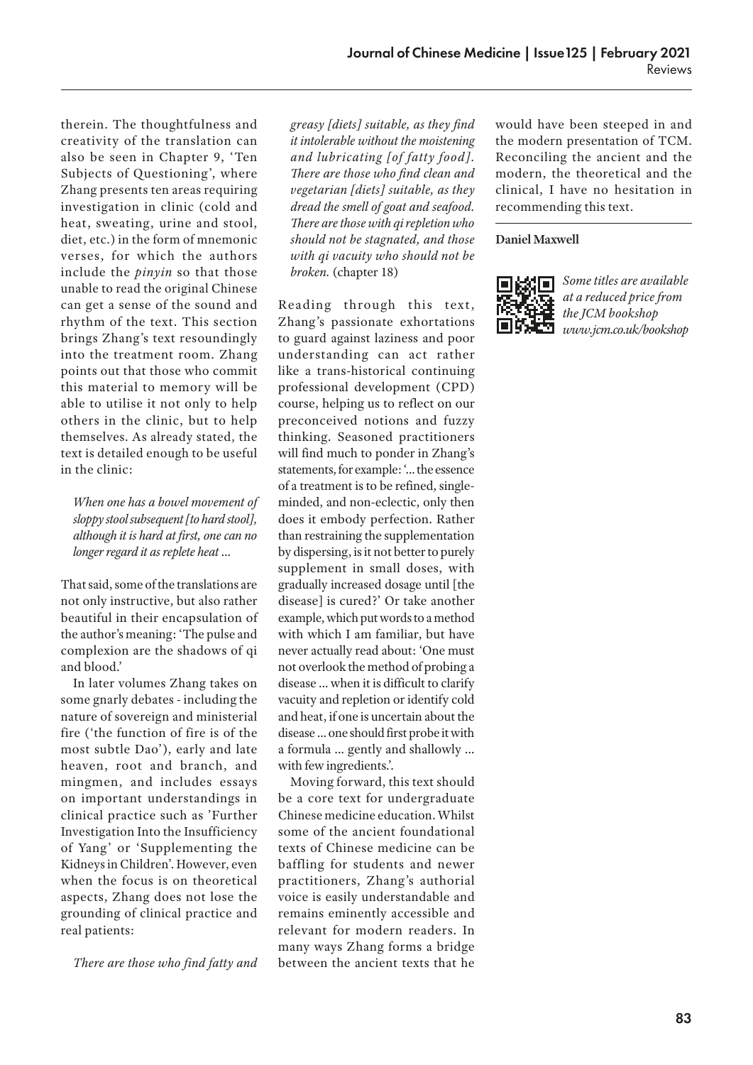therein. The thoughtfulness and creativity of the translation can also be seen in Chapter 9, 'Ten Subjects of Questioning', where Zhang presents ten areas requiring investigation in clinic (cold and heat, sweating, urine and stool, diet, etc.) in the form of mnemonic verses, for which the authors include the *pinyin* so that those unable to read the original Chinese can get a sense of the sound and rhythm of the text. This section brings Zhang's text resoundingly into the treatment room. Zhang points out that those who commit this material to memory will be able to utilise it not only to help others in the clinic, but to help themselves. As already stated, the text is detailed enough to be useful in the clinic:

> *When one has a bowel movement of sloppy stool subsequent [to hard stool], although it is hard at first, one can no longer regard it as replete heat ...*

That said, some of the translations are not only instructive, but also rather beautiful in their encapsulation of the author's meaning: 'The pulse and complexion are the shadows of qi and blood.'

In later volumes Zhang takes on some gnarly debates - including the nature of sovereign and ministerial fire ('the function of fire is of the most subtle Dao'), early and late heaven, root and branch, and mingmen, and includes essays on important understandings in clinical practice such as 'Further Investigation Into the Insufficiency of Yang' or 'Supplementing the Kidneys in Children'. However, even when the focus is on theoretical aspects, Zhang does not lose the grounding of clinical practice and real patients:

> *There are those who find fatty and greasy [diets] suitable, as they find it intolerable without the moistening and lubricating [of fatty food]. There are those who find clean and vegetarian [diets] suitable, as they dread the smell of goat and seafood. There are those with qi repletion who should not be stagnated, and those with qi vacuity who should not be broken.* (chapter 18)

Reading through this text, Zhang's passionate exhortations to guard against laziness and poor understanding can act rather like a trans-historical continuing professional development (CPD) course, helping us to reflect on our preconceived notions and fuzzy thinking. Seasoned practitioners will find much to ponder in Zhang's statements, for example: '... the essence of a treatment is to be refined, single-minded, and non-eclectic, only then does it embody perfection. Rather than restraining the supplementation by dispersing, is it not better to purely supplement in small doses, with gradually increased dosage until [the disease] is cured?' Or take another example, which put words to a method with which I am familiar, but have never actually read about: 'One must not overlook the method of probing a disease ... when it is difficult to clarify vacuity and repletion or identify cold and heat, if one is uncertain about the disease ... one should first probe it with a formula ... gently and shallowly ... with few ingredients.'.

Moving forward, this text should be a core text for undergraduate Chinese medicine education. Whilst some of the ancient foundational texts of Chinese medicine can be baffling for students and newer practitioners, Zhang's authorial voice is easily understandable and remains eminently accessible and relevant for modern readers. In many ways Zhang forms a bridge between the ancient texts that he would have been steeped in and the modern presentation of TCM. Reconciling the ancient and the modern, the theoretical and the clinical, I have no hesitation in recommending this text.

**Daniel Maxwell**

*Some titles are available at a reduced price from the JCM bookshop www.jcm.co.uk/bookshop*